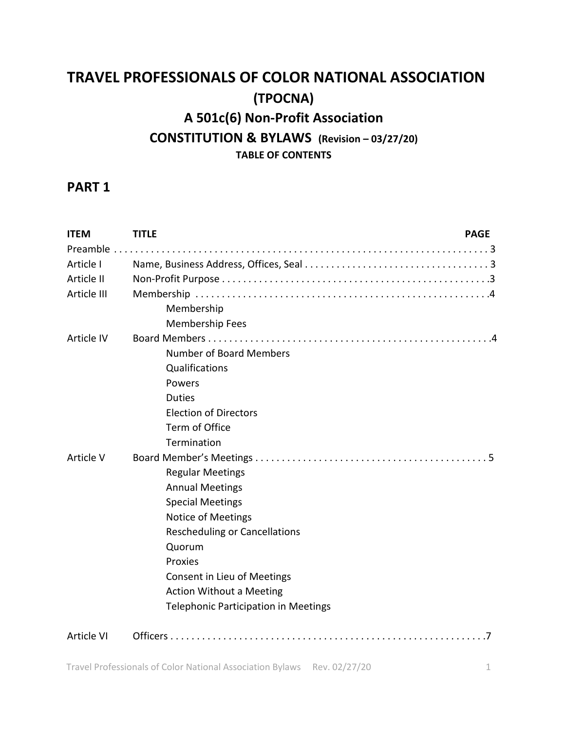# TRAVEL PROFESSIONALS OF COLOR NATIONAL ASSOCIATION

## (TPOCNA)

## A 501c(6) Non-Profit Association

## CONSTITUTION & BYLAWS (Revision – 03/27/20)

**TABLE OF CONTENTS**

## PART 1

| ITEM | TITLE | PAGE |
|---|---|---|
| Preamble | | 3 |
| Article I | Name, Business Address, Offices, Seal | 3 |
| Article II | Non-Profit Purpose | 3 |
| Article III | Membership | 4 |
| | Membership | |
| | Membership Fees | |
| Article IV | Board Members | 4 |
| | Number of Board Members | |
| | Qualifications | |
| | Powers | |
| | Duties | |
| | Election of Directors | |
| | Term of Office | |
| | Termination | |
| Article V | Board Member's Meetings | 5 |
| | Regular Meetings | |
| | Annual Meetings | |
| | Special Meetings | |
| | Notice of Meetings | |
| | Rescheduling or Cancellations | |
| | Quorum | |
| | Proxies | |
| | Consent in Lieu of Meetings | |
| | Action Without a Meeting | |
| | Telephonic Participation in Meetings | |
| Article VI | Officers | 7 |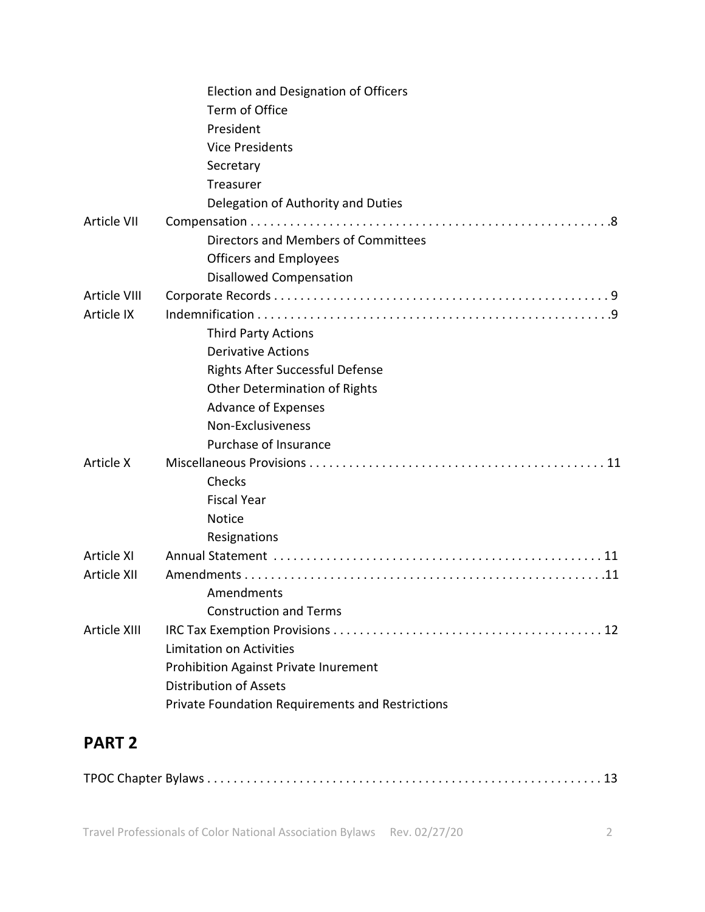| | |
|---|---|
| | Election and Designation of Officers |
| | Term of Office |
| | President |
| | Vice Presidents |
| | Secretary |
| | Treasurer |
| | Delegation of Authority and Duties |
| Article VII | Compensation . . . . . . . . . . . . . . . . . . . . . . . . . . . . . . . . . . . . . . . . . . . . . . . . . . . . . .8 |
| | Directors and Members of Committees |
| | Officers and Employees |
| | Disallowed Compensation |
| Article VIII | Corporate Records . . . . . . . . . . . . . . . . . . . . . . . . . . . . . . . . . . . . . . . . . . . . . . . . . . 9 |
| Article IX | Indemnification . . . . . . . . . . . . . . . . . . . . . . . . . . . . . . . . . . . . . . . . . . . . . . . . . . . . .9 |
| | Third Party Actions |
| | Derivative Actions |
| | Rights After Successful Defense |
| | Other Determination of Rights |
| | Advance of Expenses |
| | Non-Exclusiveness |
| | Purchase of Insurance |
| Article X | Miscellaneous Provisions . . . . . . . . . . . . . . . . . . . . . . . . . . . . . . . . . . . . . . . . . . . . 11 |
| | Checks |
| | Fiscal Year |
| | Notice |
| | Resignations |
| Article XI | Annual Statement . . . . . . . . . . . . . . . . . . . . . . . . . . . . . . . . . . . . . . . . . . . . . . . . . 11 |
| Article XII | Amendments . . . . . . . . . . . . . . . . . . . . . . . . . . . . . . . . . . . . . . . . . . . . . . . . . . . . . .11 |
| | Amendments |
| | Construction and Terms |
| Article XIII | IRC Tax Exemption Provisions . . . . . . . . . . . . . . . . . . . . . . . . . . . . . . . . . . . . . . . . . 12 |
| | Limitation on Activities |
| | Prohibition Against Private Inurement |
| | Distribution of Assets |
| | Private Foundation Requirements and Restrictions |

## PART 2

TPOC Chapter Bylaws . . . . . . . . . . . . . . . . . . . . . . . . . . . . . . . . . . . . . . . . . . . . . . . . . . . . . . . . . . . 13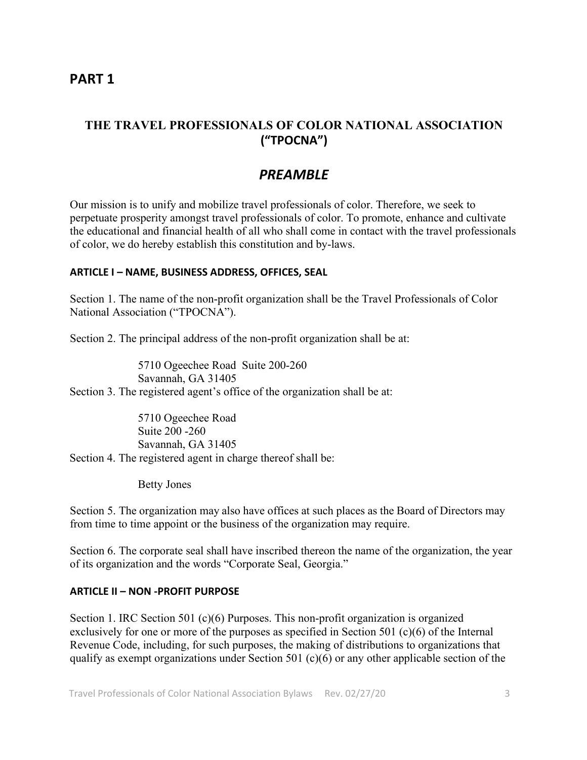# PART 1

## THE TRAVEL PROFESSIONALS OF COLOR NATIONAL ASSOCIATION ("TPOCNA")

## *PREAMBLE*

Our mission is to unify and mobilize travel professionals of color. Therefore, we seek to perpetuate prosperity amongst travel professionals of color. To promote, enhance and cultivate the educational and financial health of all who shall come in contact with the travel professionals of color, we do hereby establish this constitution and by-laws.

#### ARTICLE I – NAME, BUSINESS ADDRESS, OFFICES, SEAL

Section 1. The name of the non-profit organization shall be the Travel Professionals of Color National Association ("TPOCNA").

Section 2. The principal address of the non-profit organization shall be at:

5710 Ogeechee Road Suite 200-260
Savannah, GA 31405

Section 3. The registered agent's office of the organization shall be at:

5710 Ogeechee Road
Suite 200 -260
Savannah, GA 31405

Section 4. The registered agent in charge thereof shall be:

Betty Jones

Section 5. The organization may also have offices at such places as the Board of Directors may from time to time appoint or the business of the organization may require.

Section 6. The corporate seal shall have inscribed thereon the name of the organization, the year of its organization and the words "Corporate Seal, Georgia."

#### ARTICLE II – NON -PROFIT PURPOSE

Section 1. IRC Section 501 (c)(6) Purposes. This non-profit organization is organized exclusively for one or more of the purposes as specified in Section 501 (c)(6) of the Internal Revenue Code, including, for such purposes, the making of distributions to organizations that qualify as exempt organizations under Section 501 (c)(6) or any other applicable section of the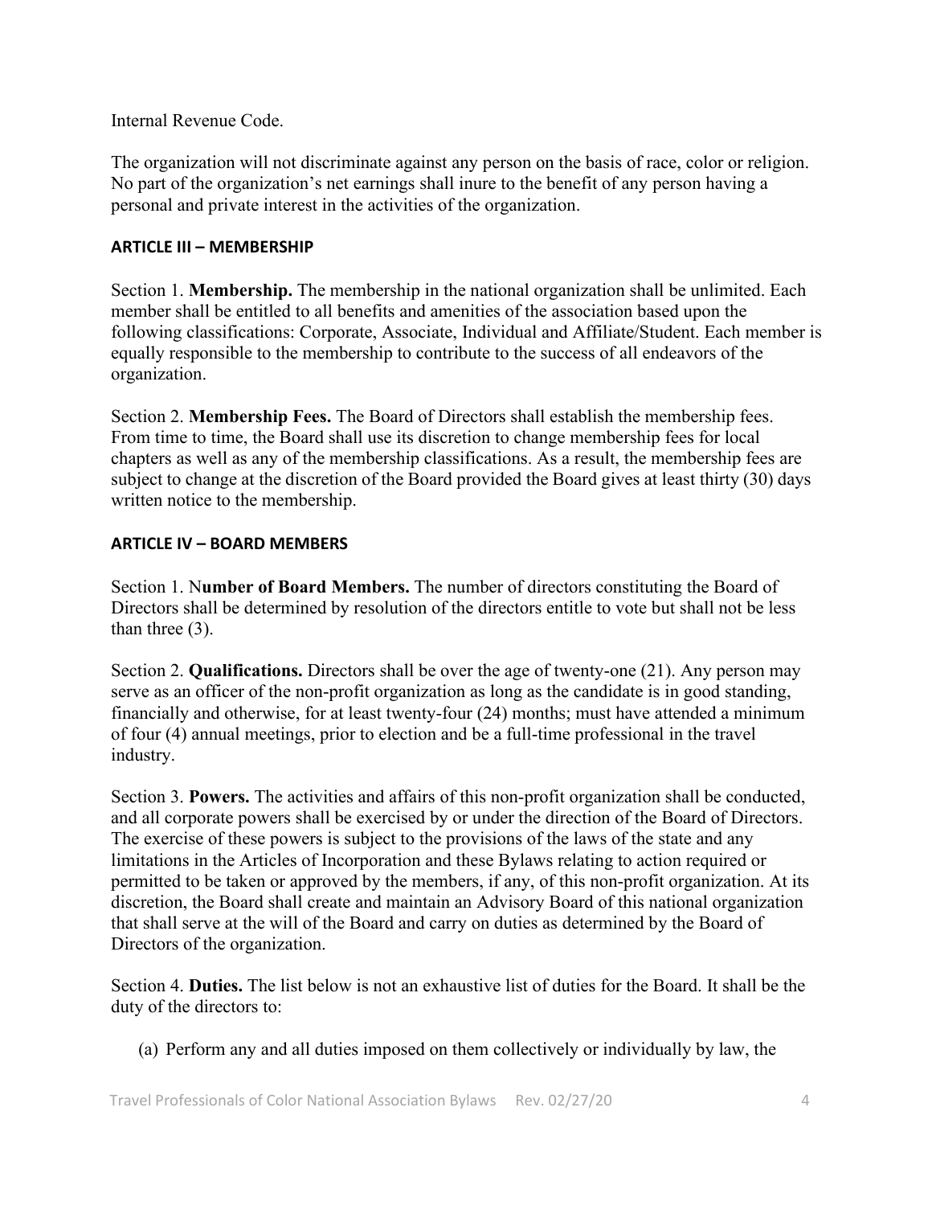Internal Revenue Code.

The organization will not discriminate against any person on the basis of race, color or religion. No part of the organization's net earnings shall inure to the benefit of any person having a personal and private interest in the activities of the organization.

### ARTICLE III – MEMBERSHIP

Section 1. **Membership.** The membership in the national organization shall be unlimited. Each member shall be entitled to all benefits and amenities of the association based upon the following classifications: Corporate, Associate, Individual and Affiliate/Student. Each member is equally responsible to the membership to contribute to the success of all endeavors of the organization.

Section 2. **Membership Fees.** The Board of Directors shall establish the membership fees. From time to time, the Board shall use its discretion to change membership fees for local chapters as well as any of the membership classifications. As a result, the membership fees are subject to change at the discretion of the Board provided the Board gives at least thirty (30) days written notice to the membership.

### ARTICLE IV – BOARD MEMBERS

Section 1. N**umber of Board Members.** The number of directors constituting the Board of Directors shall be determined by resolution of the directors entitle to vote but shall not be less than three (3).

Section 2. **Qualifications.** Directors shall be over the age of twenty-one (21). Any person may serve as an officer of the non-profit organization as long as the candidate is in good standing, financially and otherwise, for at least twenty-four (24) months; must have attended a minimum of four (4) annual meetings, prior to election and be a full-time professional in the travel industry.

Section 3. **Powers.** The activities and affairs of this non-profit organization shall be conducted, and all corporate powers shall be exercised by or under the direction of the Board of Directors. The exercise of these powers is subject to the provisions of the laws of the state and any limitations in the Articles of Incorporation and these Bylaws relating to action required or permitted to be taken or approved by the members, if any, of this non-profit organization. At its discretion, the Board shall create and maintain an Advisory Board of this national organization that shall serve at the will of the Board and carry on duties as determined by the Board of Directors of the organization.

Section 4. **Duties.** The list below is not an exhaustive list of duties for the Board. It shall be the duty of the directors to:

(a) Perform any and all duties imposed on them collectively or individually by law, the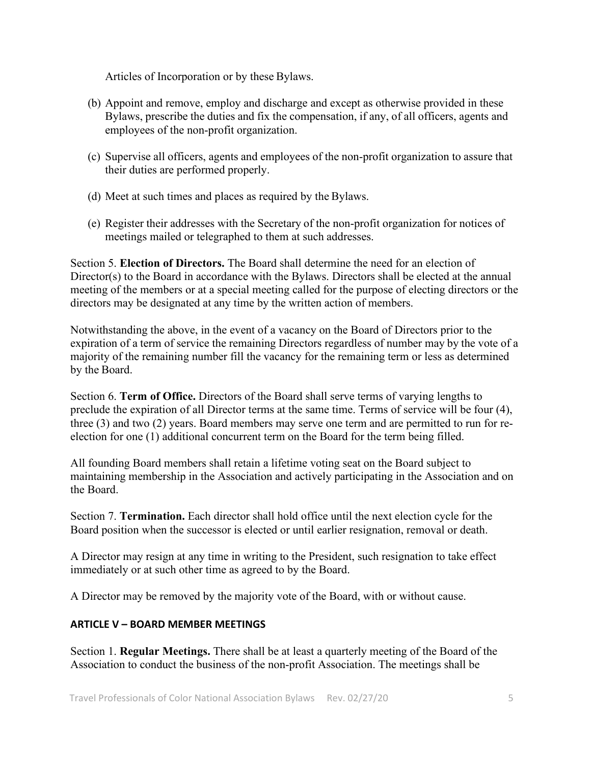Articles of Incorporation or by these Bylaws.

(b) Appoint and remove, employ and discharge and except as otherwise provided in these Bylaws, prescribe the duties and fix the compensation, if any, of all officers, agents and employees of the non-profit organization.

(c) Supervise all officers, agents and employees of the non-profit organization to assure that their duties are performed properly.

(d) Meet at such times and places as required by the Bylaws.

(e) Register their addresses with the Secretary of the non-profit organization for notices of meetings mailed or telegraphed to them at such addresses.

Section 5. **Election of Directors.** The Board shall determine the need for an election of Director(s) to the Board in accordance with the Bylaws. Directors shall be elected at the annual meeting of the members or at a special meeting called for the purpose of electing directors or the directors may be designated at any time by the written action of members.

Notwithstanding the above, in the event of a vacancy on the Board of Directors prior to the expiration of a term of service the remaining Directors regardless of number may by the vote of a majority of the remaining number fill the vacancy for the remaining term or less as determined by the Board.

Section 6. **Term of Office.** Directors of the Board shall serve terms of varying lengths to preclude the expiration of all Director terms at the same time. Terms of service will be four (4), three (3) and two (2) years. Board members may serve one term and are permitted to run for re-election for one (1) additional concurrent term on the Board for the term being filled.

All founding Board members shall retain a lifetime voting seat on the Board subject to maintaining membership in the Association and actively participating in the Association and on the Board.

Section 7. **Termination.** Each director shall hold office until the next election cycle for the Board position when the successor is elected or until earlier resignation, removal or death.

A Director may resign at any time in writing to the President, such resignation to take effect immediately or at such other time as agreed to by the Board.

A Director may be removed by the majority vote of the Board, with or without cause.

## ARTICLE V – BOARD MEMBER MEETINGS

Section 1. **Regular Meetings.** There shall be at least a quarterly meeting of the Board of the Association to conduct the business of the non-profit Association. The meetings shall be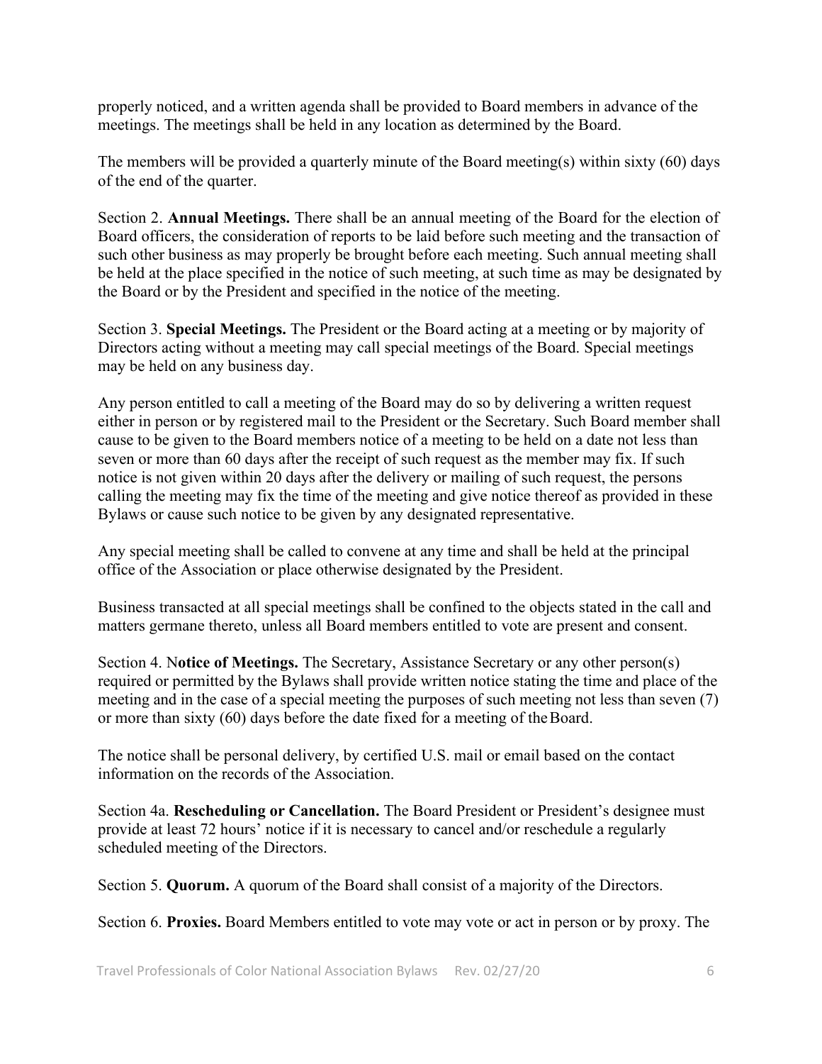properly noticed, and a written agenda shall be provided to Board members in advance of the meetings. The meetings shall be held in any location as determined by the Board.

The members will be provided a quarterly minute of the Board meeting(s) within sixty (60) days of the end of the quarter.

Section 2. **Annual Meetings.** There shall be an annual meeting of the Board for the election of Board officers, the consideration of reports to be laid before such meeting and the transaction of such other business as may properly be brought before each meeting. Such annual meeting shall be held at the place specified in the notice of such meeting, at such time as may be designated by the Board or by the President and specified in the notice of the meeting.

Section 3. **Special Meetings.** The President or the Board acting at a meeting or by majority of Directors acting without a meeting may call special meetings of the Board. Special meetings may be held on any business day.

Any person entitled to call a meeting of the Board may do so by delivering a written request either in person or by registered mail to the President or the Secretary. Such Board member shall cause to be given to the Board members notice of a meeting to be held on a date not less than seven or more than 60 days after the receipt of such request as the member may fix. If such notice is not given within 20 days after the delivery or mailing of such request, the persons calling the meeting may fix the time of the meeting and give notice thereof as provided in these Bylaws or cause such notice to be given by any designated representative.

Any special meeting shall be called to convene at any time and shall be held at the principal office of the Association or place otherwise designated by the President.

Business transacted at all special meetings shall be confined to the objects stated in the call and matters germane thereto, unless all Board members entitled to vote are present and consent.

Section 4. N**otice of Meetings.** The Secretary, Assistance Secretary or any other person(s) required or permitted by the Bylaws shall provide written notice stating the time and place of the meeting and in the case of a special meeting the purposes of such meeting not less than seven (7) or more than sixty (60) days before the date fixed for a meeting of the Board.

The notice shall be personal delivery, by certified U.S. mail or email based on the contact information on the records of the Association.

Section 4a. **Rescheduling or Cancellation.** The Board President or President's designee must provide at least 72 hours' notice if it is necessary to cancel and/or reschedule a regularly scheduled meeting of the Directors.

Section 5. **Quorum.** A quorum of the Board shall consist of a majority of the Directors.

Section 6. **Proxies.** Board Members entitled to vote may vote or act in person or by proxy. The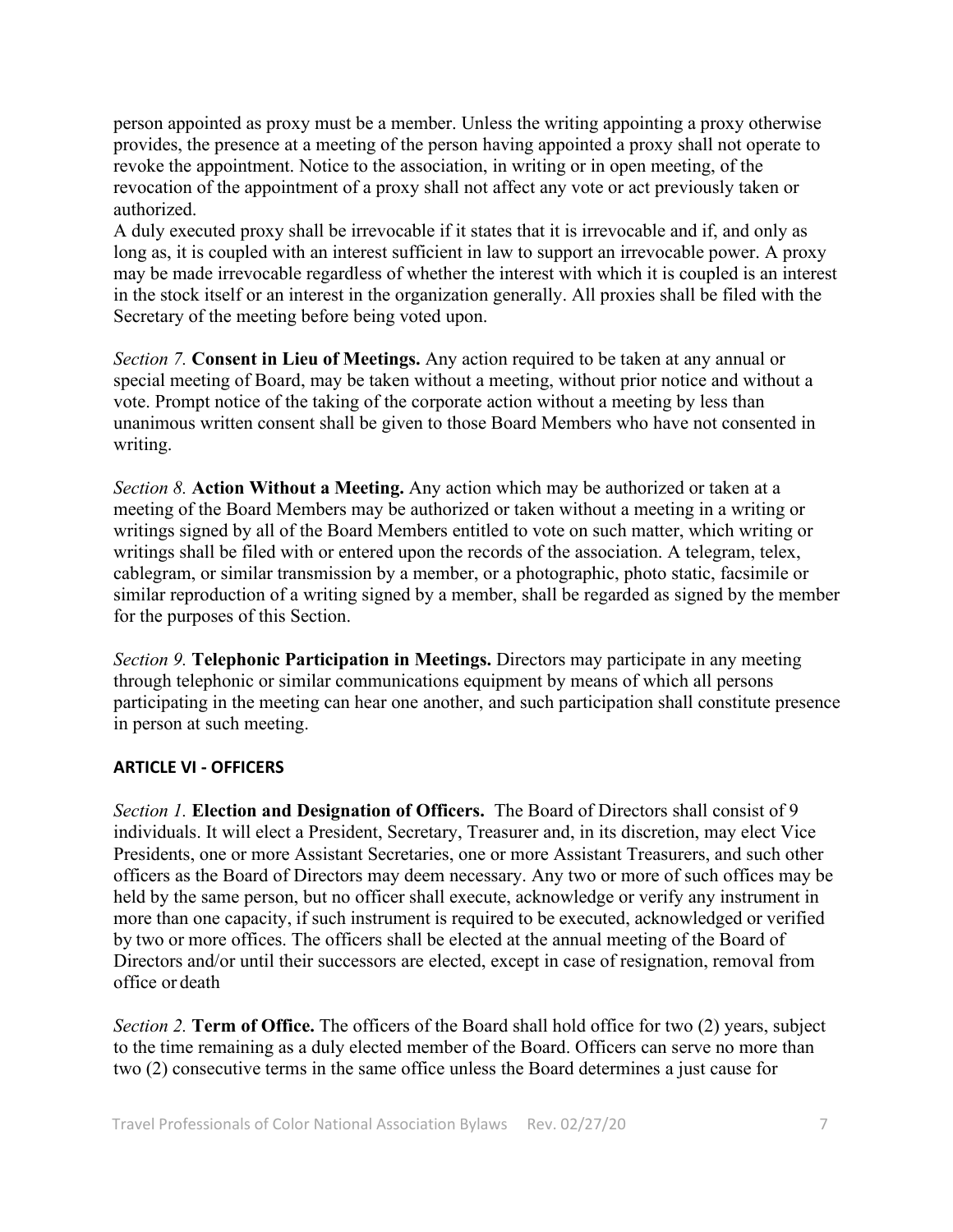person appointed as proxy must be a member. Unless the writing appointing a proxy otherwise provides, the presence at a meeting of the person having appointed a proxy shall not operate to revoke the appointment. Notice to the association, in writing or in open meeting, of the revocation of the appointment of a proxy shall not affect any vote or act previously taken or authorized.

A duly executed proxy shall be irrevocable if it states that it is irrevocable and if, and only as long as, it is coupled with an interest sufficient in law to support an irrevocable power. A proxy may be made irrevocable regardless of whether the interest with which it is coupled is an interest in the stock itself or an interest in the organization generally. All proxies shall be filed with the Secretary of the meeting before being voted upon.

*Section 7.* **Consent in Lieu of Meetings.** Any action required to be taken at any annual or special meeting of Board, may be taken without a meeting, without prior notice and without a vote. Prompt notice of the taking of the corporate action without a meeting by less than unanimous written consent shall be given to those Board Members who have not consented in writing.

*Section 8.* **Action Without a Meeting.** Any action which may be authorized or taken at a meeting of the Board Members may be authorized or taken without a meeting in a writing or writings signed by all of the Board Members entitled to vote on such matter, which writing or writings shall be filed with or entered upon the records of the association. A telegram, telex, cablegram, or similar transmission by a member, or a photographic, photo static, facsimile or similar reproduction of a writing signed by a member, shall be regarded as signed by the member for the purposes of this Section.

*Section 9.* **Telephonic Participation in Meetings.** Directors may participate in any meeting through telephonic or similar communications equipment by means of which all persons participating in the meeting can hear one another, and such participation shall constitute presence in person at such meeting.

## ARTICLE VI - OFFICERS

*Section 1.* **Election and Designation of Officers.** The Board of Directors shall consist of 9 individuals. It will elect a President, Secretary, Treasurer and, in its discretion, may elect Vice Presidents, one or more Assistant Secretaries, one or more Assistant Treasurers, and such other officers as the Board of Directors may deem necessary. Any two or more of such offices may be held by the same person, but no officer shall execute, acknowledge or verify any instrument in more than one capacity, if such instrument is required to be executed, acknowledged or verified by two or more offices. The officers shall be elected at the annual meeting of the Board of Directors and/or until their successors are elected, except in case of resignation, removal from office or death

*Section 2.* **Term of Office.** The officers of the Board shall hold office for two (2) years, subject to the time remaining as a duly elected member of the Board. Officers can serve no more than two (2) consecutive terms in the same office unless the Board determines a just cause for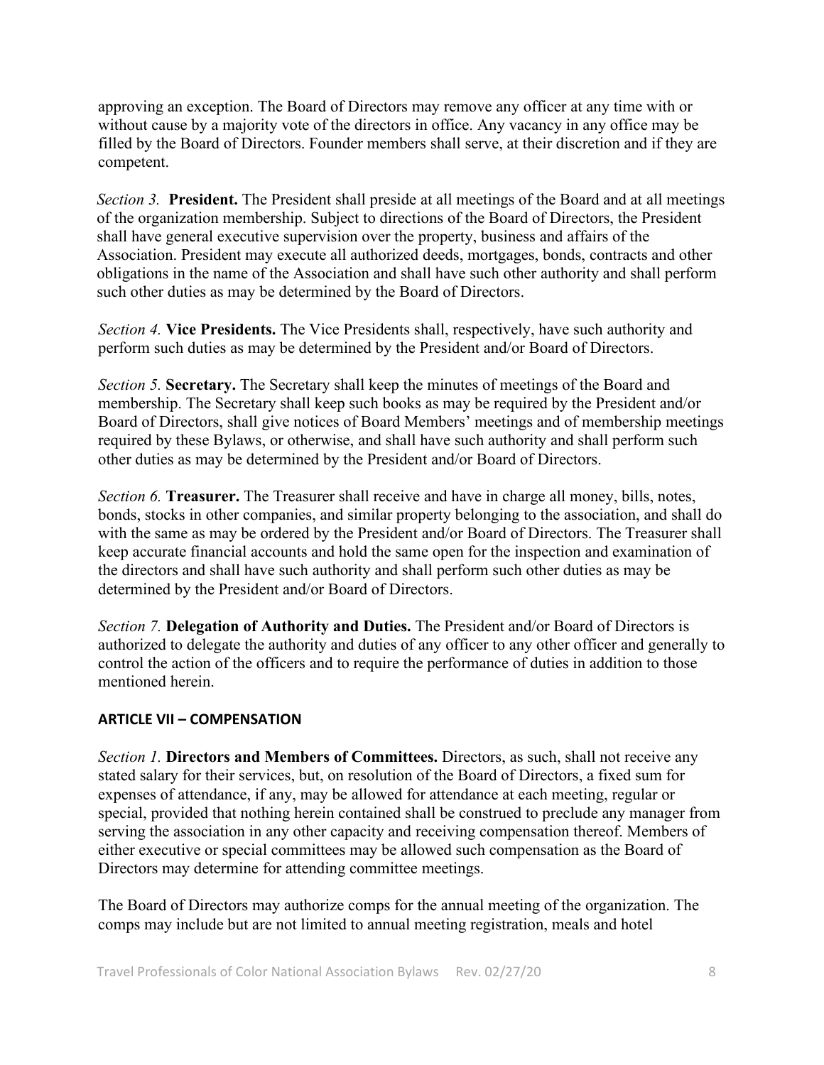approving an exception. The Board of Directors may remove any officer at any time with or without cause by a majority vote of the directors in office. Any vacancy in any office may be filled by the Board of Directors. Founder members shall serve, at their discretion and if they are competent.

*Section 3.* **President.** The President shall preside at all meetings of the Board and at all meetings of the organization membership. Subject to directions of the Board of Directors, the President shall have general executive supervision over the property, business and affairs of the Association. President may execute all authorized deeds, mortgages, bonds, contracts and other obligations in the name of the Association and shall have such other authority and shall perform such other duties as may be determined by the Board of Directors.

*Section 4.* **Vice Presidents.** The Vice Presidents shall, respectively, have such authority and perform such duties as may be determined by the President and/or Board of Directors.

*Section 5.* **Secretary.** The Secretary shall keep the minutes of meetings of the Board and membership. The Secretary shall keep such books as may be required by the President and/or Board of Directors, shall give notices of Board Members' meetings and of membership meetings required by these Bylaws, or otherwise, and shall have such authority and shall perform such other duties as may be determined by the President and/or Board of Directors.

*Section 6.* **Treasurer.** The Treasurer shall receive and have in charge all money, bills, notes, bonds, stocks in other companies, and similar property belonging to the association, and shall do with the same as may be ordered by the President and/or Board of Directors. The Treasurer shall keep accurate financial accounts and hold the same open for the inspection and examination of the directors and shall have such authority and shall perform such other duties as may be determined by the President and/or Board of Directors.

*Section 7.* **Delegation of Authority and Duties.** The President and/or Board of Directors is authorized to delegate the authority and duties of any officer to any other officer and generally to control the action of the officers and to require the performance of duties in addition to those mentioned herein.

## ARTICLE VII – COMPENSATION

*Section 1.* **Directors and Members of Committees.** Directors, as such, shall not receive any stated salary for their services, but, on resolution of the Board of Directors, a fixed sum for expenses of attendance, if any, may be allowed for attendance at each meeting, regular or special, provided that nothing herein contained shall be construed to preclude any manager from serving the association in any other capacity and receiving compensation thereof. Members of either executive or special committees may be allowed such compensation as the Board of Directors may determine for attending committee meetings.

The Board of Directors may authorize comps for the annual meeting of the organization. The comps may include but are not limited to annual meeting registration, meals and hotel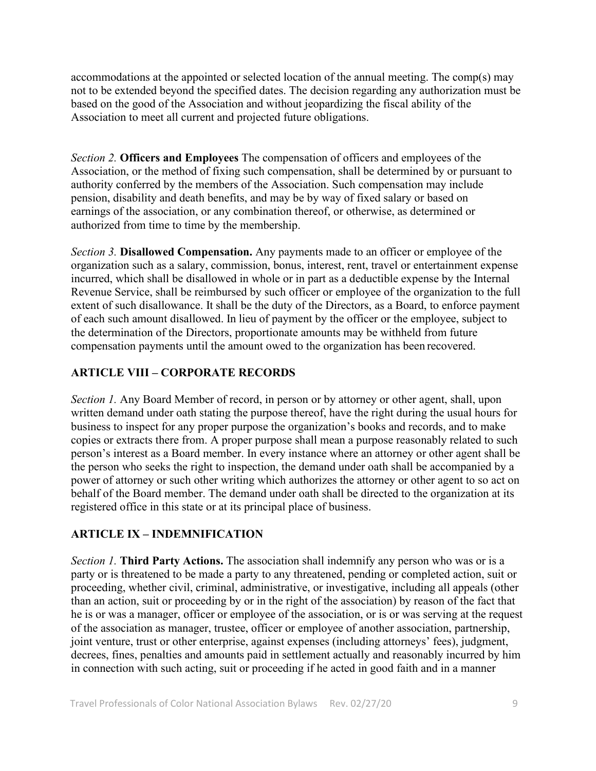accommodations at the appointed or selected location of the annual meeting. The comp(s) may not to be extended beyond the specified dates. The decision regarding any authorization must be based on the good of the Association and without jeopardizing the fiscal ability of the Association to meet all current and projected future obligations.

*Section 2.* **Officers and Employees** The compensation of officers and employees of the Association, or the method of fixing such compensation, shall be determined by or pursuant to authority conferred by the members of the Association. Such compensation may include pension, disability and death benefits, and may be by way of fixed salary or based on earnings of the association, or any combination thereof, or otherwise, as determined or authorized from time to time by the membership.

*Section 3.* **Disallowed Compensation.** Any payments made to an officer or employee of the organization such as a salary, commission, bonus, interest, rent, travel or entertainment expense incurred, which shall be disallowed in whole or in part as a deductible expense by the Internal Revenue Service, shall be reimbursed by such officer or employee of the organization to the full extent of such disallowance. It shall be the duty of the Directors, as a Board, to enforce payment of each such amount disallowed. In lieu of payment by the officer or the employee, subject to the determination of the Directors, proportionate amounts may be withheld from future compensation payments until the amount owed to the organization has been recovered.

## ARTICLE VIII – CORPORATE RECORDS

*Section 1.* Any Board Member of record, in person or by attorney or other agent, shall, upon written demand under oath stating the purpose thereof, have the right during the usual hours for business to inspect for any proper purpose the organization's books and records, and to make copies or extracts there from. A proper purpose shall mean a purpose reasonably related to such person's interest as a Board member. In every instance where an attorney or other agent shall be the person who seeks the right to inspection, the demand under oath shall be accompanied by a power of attorney or such other writing which authorizes the attorney or other agent to so act on behalf of the Board member. The demand under oath shall be directed to the organization at its registered office in this state or at its principal place of business.

## ARTICLE IX – INDEMNIFICATION

*Section 1.* **Third Party Actions.** The association shall indemnify any person who was or is a party or is threatened to be made a party to any threatened, pending or completed action, suit or proceeding, whether civil, criminal, administrative, or investigative, including all appeals (other than an action, suit or proceeding by or in the right of the association) by reason of the fact that he is or was a manager, officer or employee of the association, or is or was serving at the request of the association as manager, trustee, officer or employee of another association, partnership, joint venture, trust or other enterprise, against expenses (including attorneys' fees), judgment, decrees, fines, penalties and amounts paid in settlement actually and reasonably incurred by him in connection with such acting, suit or proceeding if he acted in good faith and in a manner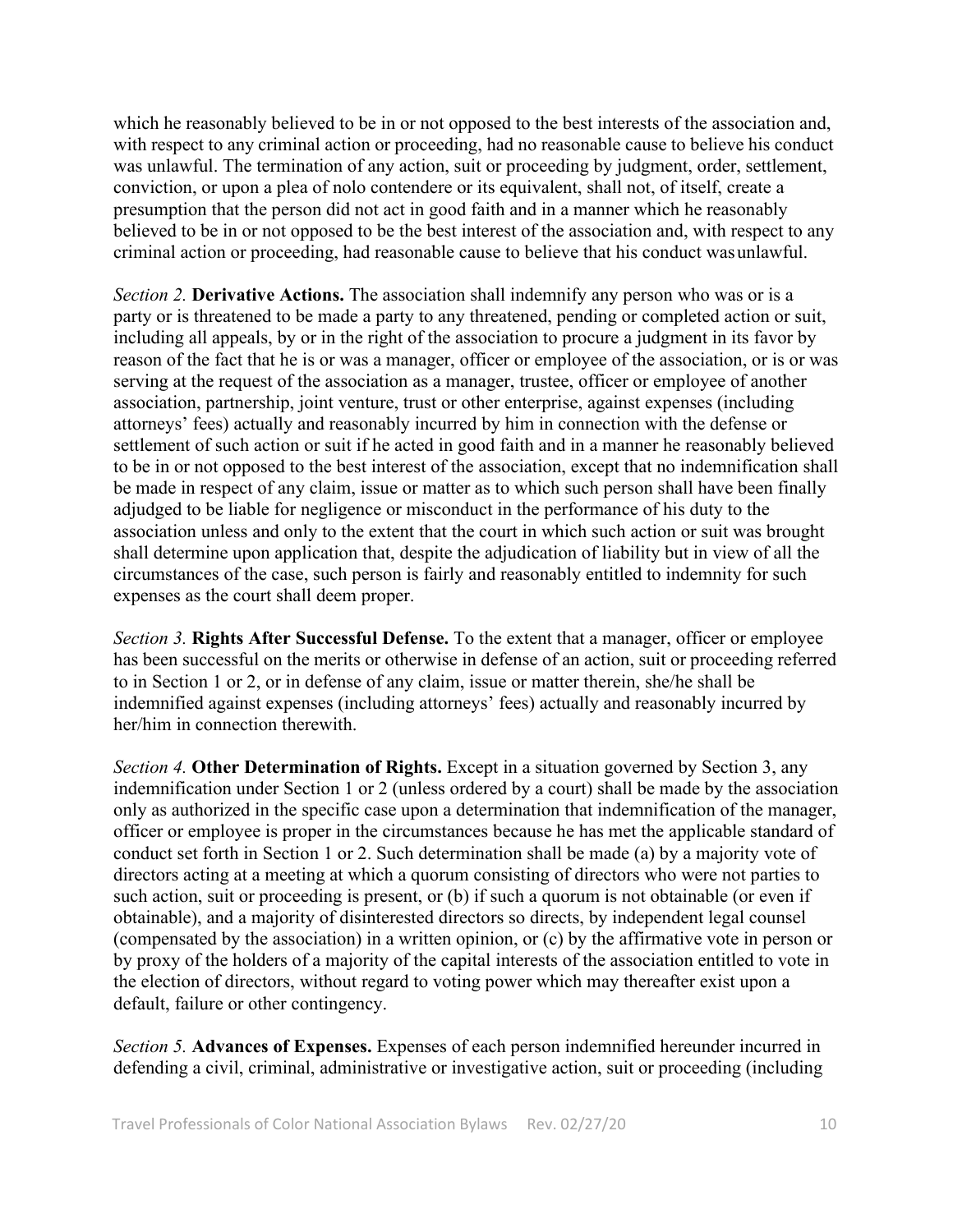which he reasonably believed to be in or not opposed to the best interests of the association and, with respect to any criminal action or proceeding, had no reasonable cause to believe his conduct was unlawful. The termination of any action, suit or proceeding by judgment, order, settlement, conviction, or upon a plea of nolo contendere or its equivalent, shall not, of itself, create a presumption that the person did not act in good faith and in a manner which he reasonably believed to be in or not opposed to be the best interest of the association and, with respect to any criminal action or proceeding, had reasonable cause to believe that his conduct was unlawful.

*Section 2.* **Derivative Actions.** The association shall indemnify any person who was or is a party or is threatened to be made a party to any threatened, pending or completed action or suit, including all appeals, by or in the right of the association to procure a judgment in its favor by reason of the fact that he is or was a manager, officer or employee of the association, or is or was serving at the request of the association as a manager, trustee, officer or employee of another association, partnership, joint venture, trust or other enterprise, against expenses (including attorneys' fees) actually and reasonably incurred by him in connection with the defense or settlement of such action or suit if he acted in good faith and in a manner he reasonably believed to be in or not opposed to the best interest of the association, except that no indemnification shall be made in respect of any claim, issue or matter as to which such person shall have been finally adjudged to be liable for negligence or misconduct in the performance of his duty to the association unless and only to the extent that the court in which such action or suit was brought shall determine upon application that, despite the adjudication of liability but in view of all the circumstances of the case, such person is fairly and reasonably entitled to indemnity for such expenses as the court shall deem proper.

*Section 3.* **Rights After Successful Defense.** To the extent that a manager, officer or employee has been successful on the merits or otherwise in defense of an action, suit or proceeding referred to in Section 1 or 2, or in defense of any claim, issue or matter therein, she/he shall be indemnified against expenses (including attorneys' fees) actually and reasonably incurred by her/him in connection therewith.

*Section 4.* **Other Determination of Rights.** Except in a situation governed by Section 3, any indemnification under Section 1 or 2 (unless ordered by a court) shall be made by the association only as authorized in the specific case upon a determination that indemnification of the manager, officer or employee is proper in the circumstances because he has met the applicable standard of conduct set forth in Section 1 or 2. Such determination shall be made (a) by a majority vote of directors acting at a meeting at which a quorum consisting of directors who were not parties to such action, suit or proceeding is present, or (b) if such a quorum is not obtainable (or even if obtainable), and a majority of disinterested directors so directs, by independent legal counsel (compensated by the association) in a written opinion, or (c) by the affirmative vote in person or by proxy of the holders of a majority of the capital interests of the association entitled to vote in the election of directors, without regard to voting power which may thereafter exist upon a default, failure or other contingency.

*Section 5.* **Advances of Expenses.** Expenses of each person indemnified hereunder incurred in defending a civil, criminal, administrative or investigative action, suit or proceeding (including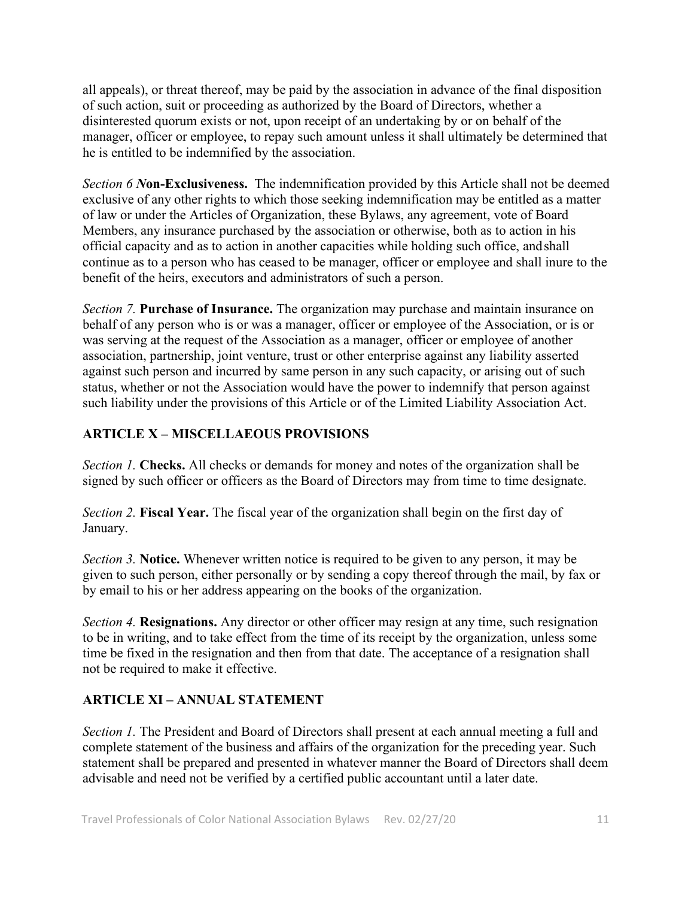all appeals), or threat thereof, may be paid by the association in advance of the final disposition of such action, suit or proceeding as authorized by the Board of Directors, whether a disinterested quorum exists or not, upon receipt of an undertaking by or on behalf of the manager, officer or employee, to repay such amount unless it shall ultimately be determined that he is entitled to be indemnified by the association.

*Section 6* ***N*****on-Exclusiveness.** The indemnification provided by this Article shall not be deemed exclusive of any other rights to which those seeking indemnification may be entitled as a matter of law or under the Articles of Organization, these Bylaws, any agreement, vote of Board Members, any insurance purchased by the association or otherwise, both as to action in his official capacity and as to action in another capacities while holding such office, and shall continue as to a person who has ceased to be manager, officer or employee and shall inure to the benefit of the heirs, executors and administrators of such a person.

*Section 7.* **Purchase of Insurance.** The organization may purchase and maintain insurance on behalf of any person who is or was a manager, officer or employee of the Association, or is or was serving at the request of the Association as a manager, officer or employee of another association, partnership, joint venture, trust or other enterprise against any liability asserted against such person and incurred by same person in any such capacity, or arising out of such status, whether or not the Association would have the power to indemnify that person against such liability under the provisions of this Article or of the Limited Liability Association Act.

## ARTICLE X – MISCELLAEOUS PROVISIONS

*Section 1.* **Checks.** All checks or demands for money and notes of the organization shall be signed by such officer or officers as the Board of Directors may from time to time designate.

*Section 2.* **Fiscal Year.** The fiscal year of the organization shall begin on the first day of January.

*Section 3.* **Notice.** Whenever written notice is required to be given to any person, it may be given to such person, either personally or by sending a copy thereof through the mail, by fax or by email to his or her address appearing on the books of the organization.

*Section 4.* **Resignations.** Any director or other officer may resign at any time, such resignation to be in writing, and to take effect from the time of its receipt by the organization, unless some time be fixed in the resignation and then from that date. The acceptance of a resignation shall not be required to make it effective.

## ARTICLE XI – ANNUAL STATEMENT

*Section 1.* The President and Board of Directors shall present at each annual meeting a full and complete statement of the business and affairs of the organization for the preceding year. Such statement shall be prepared and presented in whatever manner the Board of Directors shall deem advisable and need not be verified by a certified public accountant until a later date.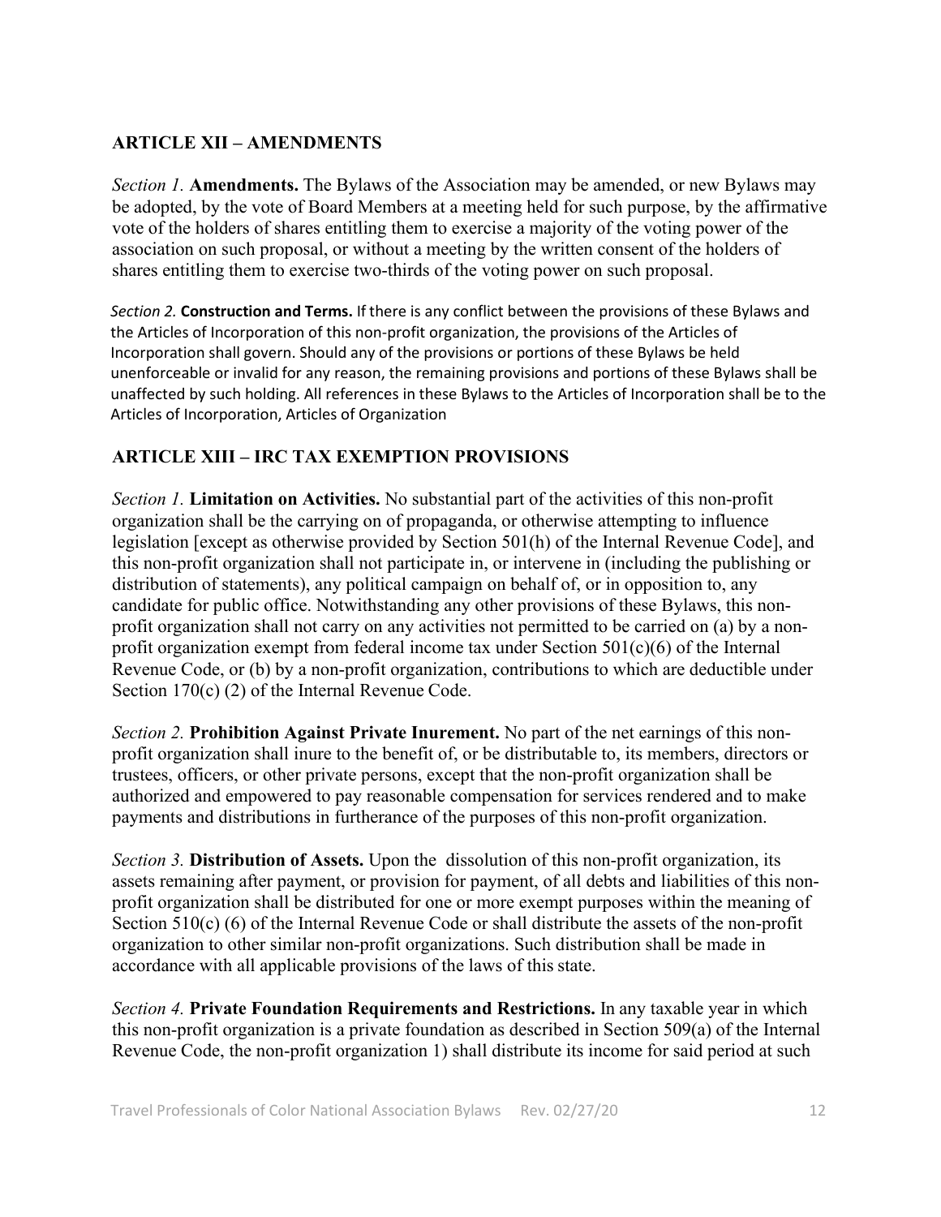## ARTICLE XII – AMENDMENTS

*Section 1.* **Amendments.** The Bylaws of the Association may be amended, or new Bylaws may be adopted, by the vote of Board Members at a meeting held for such purpose, by the affirmative vote of the holders of shares entitling them to exercise a majority of the voting power of the association on such proposal, or without a meeting by the written consent of the holders of shares entitling them to exercise two-thirds of the voting power on such proposal.

*Section 2.* **Construction and Terms.** If there is any conflict between the provisions of these Bylaws and the Articles of Incorporation of this non-profit organization, the provisions of the Articles of Incorporation shall govern. Should any of the provisions or portions of these Bylaws be held unenforceable or invalid for any reason, the remaining provisions and portions of these Bylaws shall be unaffected by such holding. All references in these Bylaws to the Articles of Incorporation shall be to the Articles of Incorporation, Articles of Organization

## ARTICLE XIII – IRC TAX EXEMPTION PROVISIONS

*Section 1.* **Limitation on Activities.** No substantial part of the activities of this non-profit organization shall be the carrying on of propaganda, or otherwise attempting to influence legislation [except as otherwise provided by Section 501(h) of the Internal Revenue Code], and this non-profit organization shall not participate in, or intervene in (including the publishing or distribution of statements), any political campaign on behalf of, or in opposition to, any candidate for public office. Notwithstanding any other provisions of these Bylaws, this non-profit organization shall not carry on any activities not permitted to be carried on (a) by a non-profit organization exempt from federal income tax under Section 501(c)(6) of the Internal Revenue Code, or (b) by a non-profit organization, contributions to which are deductible under Section 170(c) (2) of the Internal Revenue Code.

*Section 2.* **Prohibition Against Private Inurement.** No part of the net earnings of this non-profit organization shall inure to the benefit of, or be distributable to, its members, directors or trustees, officers, or other private persons, except that the non-profit organization shall be authorized and empowered to pay reasonable compensation for services rendered and to make payments and distributions in furtherance of the purposes of this non-profit organization.

*Section 3.* **Distribution of Assets.** Upon the dissolution of this non-profit organization, its assets remaining after payment, or provision for payment, of all debts and liabilities of this non-profit organization shall be distributed for one or more exempt purposes within the meaning of Section 510(c) (6) of the Internal Revenue Code or shall distribute the assets of the non-profit organization to other similar non-profit organizations. Such distribution shall be made in accordance with all applicable provisions of the laws of this state.

*Section 4.* **Private Foundation Requirements and Restrictions.** In any taxable year in which this non-profit organization is a private foundation as described in Section 509(a) of the Internal Revenue Code, the non-profit organization 1) shall distribute its income for said period at such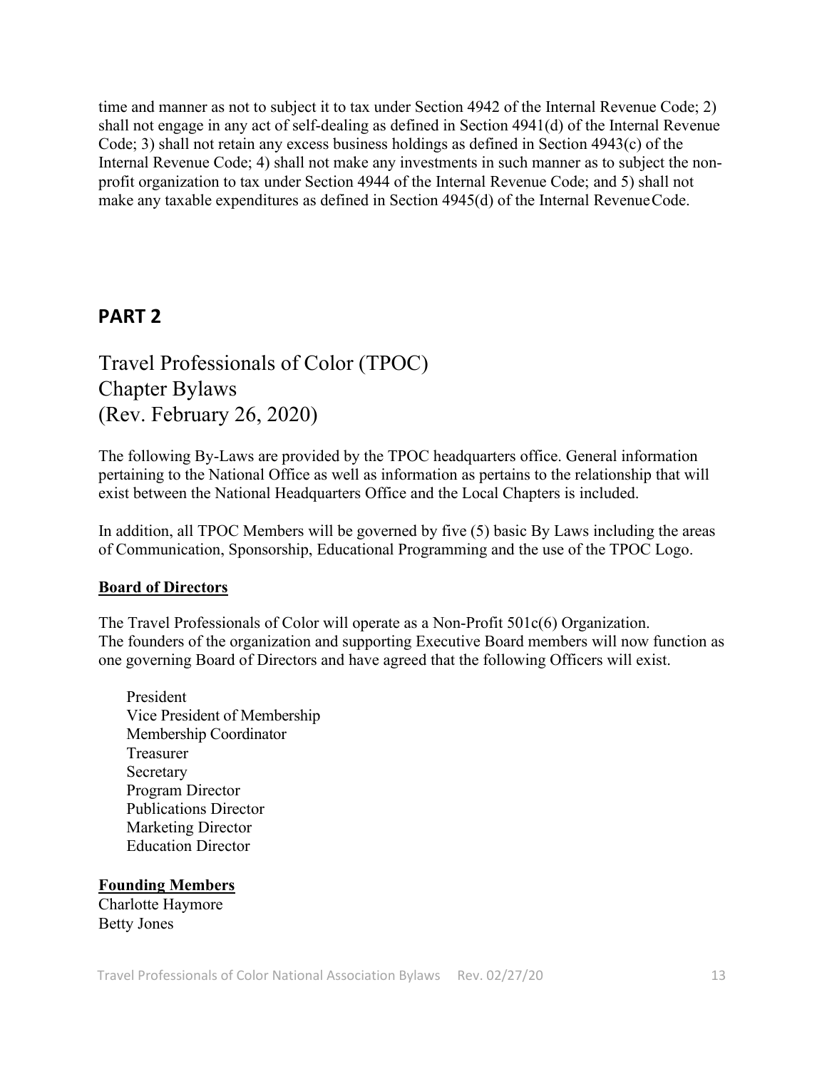time and manner as not to subject it to tax under Section 4942 of the Internal Revenue Code; 2) shall not engage in any act of self-dealing as defined in Section 4941(d) of the Internal Revenue Code; 3) shall not retain any excess business holdings as defined in Section 4943(c) of the Internal Revenue Code; 4) shall not make any investments in such manner as to subject the non-profit organization to tax under Section 4944 of the Internal Revenue Code; and 5) shall not make any taxable expenditures as defined in Section 4945(d) of the Internal Revenue Code.

## PART 2

# Travel Professionals of Color (TPOC) Chapter Bylaws (Rev. February 26, 2020)

The following By-Laws are provided by the TPOC headquarters office. General information pertaining to the National Office as well as information as pertains to the relationship that will exist between the National Headquarters Office and the Local Chapters is included.

In addition, all TPOC Members will be governed by five (5) basic By Laws including the areas of Communication, Sponsorship, Educational Programming and the use of the TPOC Logo.

**Board of Directors**

The Travel Professionals of Color will operate as a Non-Profit 501c(6) Organization. The founders of the organization and supporting Executive Board members will now function as one governing Board of Directors and have agreed that the following Officers will exist.

- President
- Vice President of Membership
- Membership Coordinator
- Treasurer
- Secretary
- Program Director
- Publications Director
- Marketing Director
- Education Director

**Founding Members**

Charlotte Haymore
Betty Jones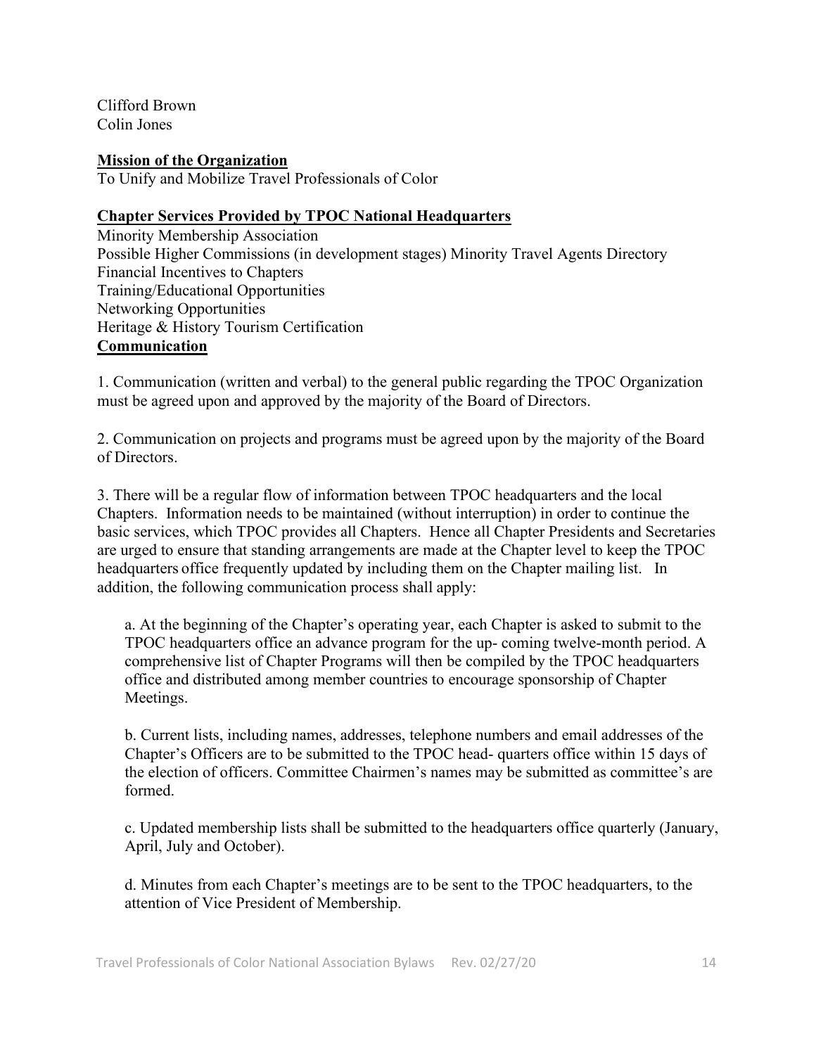Clifford Brown
Colin Jones

**Mission of the Organization**

To Unify and Mobilize Travel Professionals of Color

**Chapter Services Provided by TPOC National Headquarters**

Minority Membership Association
Possible Higher Commissions (in development stages) Minority Travel Agents Directory
Financial Incentives to Chapters
Training/Educational Opportunities
Networking Opportunities
Heritage & History Tourism Certification

**Communication**

1. Communication (written and verbal) to the general public regarding the TPOC Organization must be agreed upon and approved by the majority of the Board of Directors.

2. Communication on projects and programs must be agreed upon by the majority of the Board of Directors.

3. There will be a regular flow of information between TPOC headquarters and the local Chapters. Information needs to be maintained (without interruption) in order to continue the basic services, which TPOC provides all Chapters. Hence all Chapter Presidents and Secretaries are urged to ensure that standing arrangements are made at the Chapter level to keep the TPOC headquarters office frequently updated by including them on the Chapter mailing list. In addition, the following communication process shall apply:

   a. At the beginning of the Chapter's operating year, each Chapter is asked to submit to the TPOC headquarters office an advance program for the up- coming twelve-month period. A comprehensive list of Chapter Programs will then be compiled by the TPOC headquarters office and distributed among member countries to encourage sponsorship of Chapter Meetings.

   b. Current lists, including names, addresses, telephone numbers and email addresses of the Chapter's Officers are to be submitted to the TPOC head- quarters office within 15 days of the election of officers. Committee Chairmen's names may be submitted as committee's are formed.

   c. Updated membership lists shall be submitted to the headquarters office quarterly (January, April, July and October).

   d. Minutes from each Chapter's meetings are to be sent to the TPOC headquarters, to the attention of Vice President of Membership.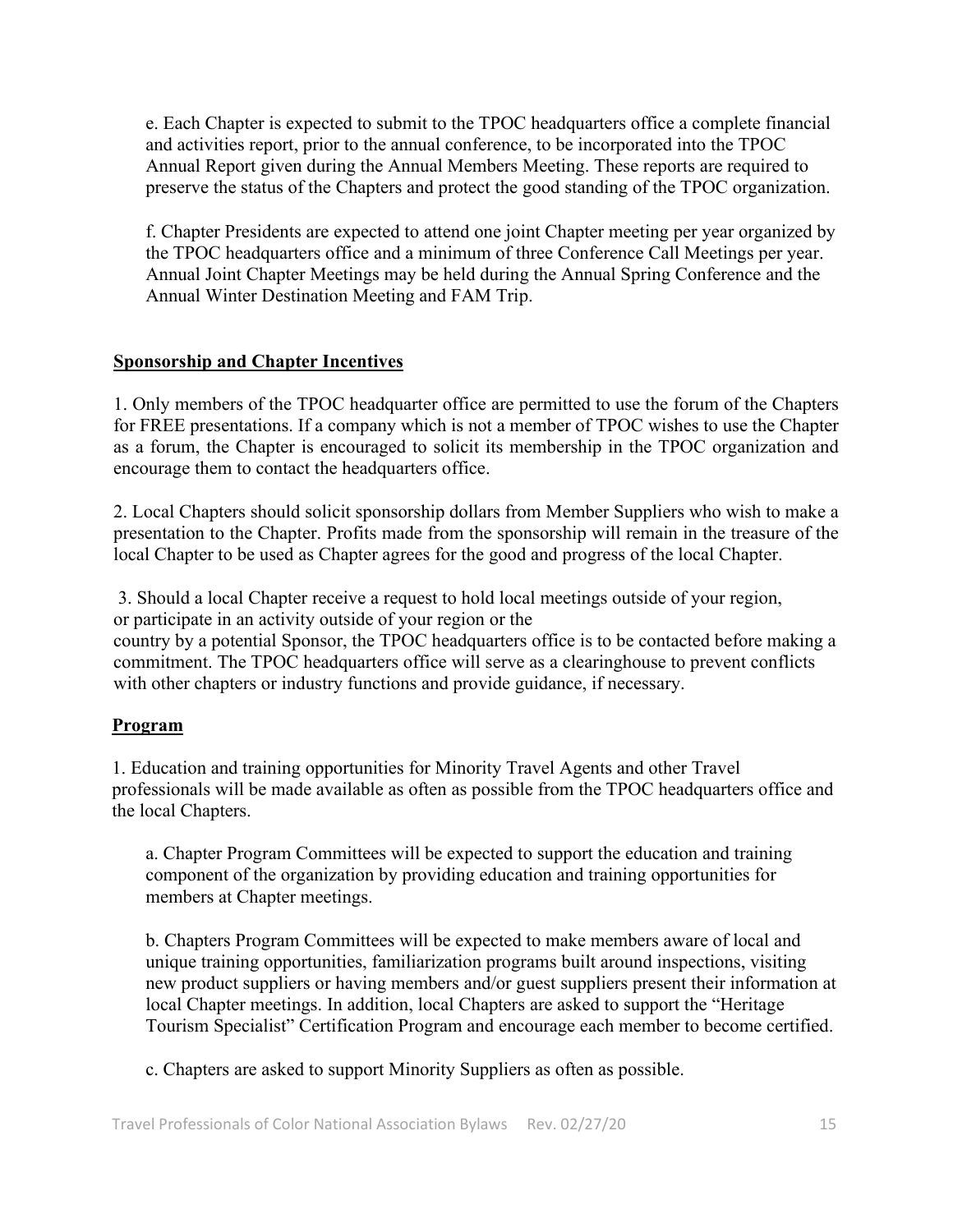e. Each Chapter is expected to submit to the TPOC headquarters office a complete financial and activities report, prior to the annual conference, to be incorporated into the TPOC Annual Report given during the Annual Members Meeting. These reports are required to preserve the status of the Chapters and protect the good standing of the TPOC organization.

f. Chapter Presidents are expected to attend one joint Chapter meeting per year organized by the TPOC headquarters office and a minimum of three Conference Call Meetings per year. Annual Joint Chapter Meetings may be held during the Annual Spring Conference and the Annual Winter Destination Meeting and FAM Trip.

**Sponsorship and Chapter Incentives**

1. Only members of the TPOC headquarter office are permitted to use the forum of the Chapters for FREE presentations. If a company which is not a member of TPOC wishes to use the Chapter as a forum, the Chapter is encouraged to solicit its membership in the TPOC organization and encourage them to contact the headquarters office.

2. Local Chapters should solicit sponsorship dollars from Member Suppliers who wish to make a presentation to the Chapter. Profits made from the sponsorship will remain in the treasure of the local Chapter to be used as Chapter agrees for the good and progress of the local Chapter.

3. Should a local Chapter receive a request to hold local meetings outside of your region, or participate in an activity outside of your region or the country by a potential Sponsor, the TPOC headquarters office is to be contacted before making a commitment. The TPOC headquarters office will serve as a clearinghouse to prevent conflicts with other chapters or industry functions and provide guidance, if necessary.

**Program**

1. Education and training opportunities for Minority Travel Agents and other Travel professionals will be made available as often as possible from the TPOC headquarters office and the local Chapters.

a. Chapter Program Committees will be expected to support the education and training component of the organization by providing education and training opportunities for members at Chapter meetings.

b. Chapters Program Committees will be expected to make members aware of local and unique training opportunities, familiarization programs built around inspections, visiting new product suppliers or having members and/or guest suppliers present their information at local Chapter meetings. In addition, local Chapters are asked to support the "Heritage Tourism Specialist" Certification Program and encourage each member to become certified.

c. Chapters are asked to support Minority Suppliers as often as possible.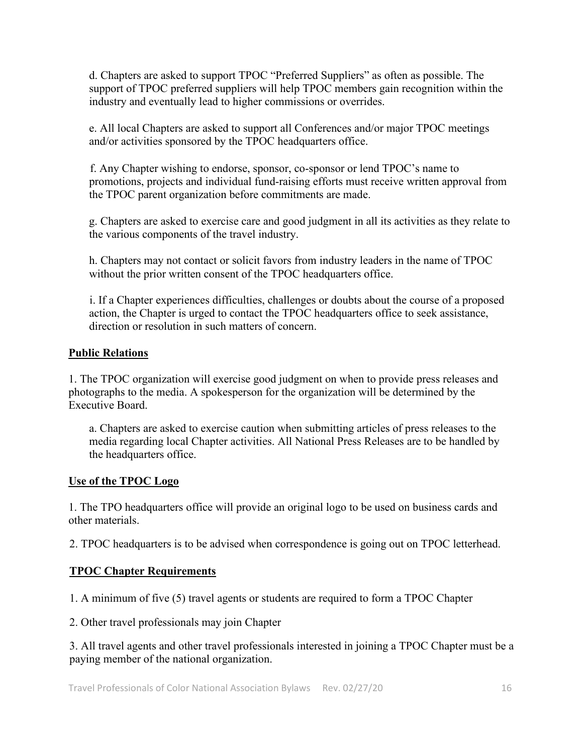d. Chapters are asked to support TPOC "Preferred Suppliers" as often as possible. The support of TPOC preferred suppliers will help TPOC members gain recognition within the industry and eventually lead to higher commissions or overrides.

e. All local Chapters are asked to support all Conferences and/or major TPOC meetings and/or activities sponsored by the TPOC headquarters office.

f. Any Chapter wishing to endorse, sponsor, co-sponsor or lend TPOC's name to promotions, projects and individual fund-raising efforts must receive written approval from the TPOC parent organization before commitments are made.

g. Chapters are asked to exercise care and good judgment in all its activities as they relate to the various components of the travel industry.

h. Chapters may not contact or solicit favors from industry leaders in the name of TPOC without the prior written consent of the TPOC headquarters office.

i. If a Chapter experiences difficulties, challenges or doubts about the course of a proposed action, the Chapter is urged to contact the TPOC headquarters office to seek assistance, direction or resolution in such matters of concern.

## Public Relations

1. The TPOC organization will exercise good judgment on when to provide press releases and photographs to the media. A spokesperson for the organization will be determined by the Executive Board.

   a. Chapters are asked to exercise caution when submitting articles of press releases to the media regarding local Chapter activities. All National Press Releases are to be handled by the headquarters office.

## Use of the TPOC Logo

1. The TPO headquarters office will provide an original logo to be used on business cards and other materials.

2. TPOC headquarters is to be advised when correspondence is going out on TPOC letterhead.

## TPOC Chapter Requirements

1. A minimum of five (5) travel agents or students are required to form a TPOC Chapter

2. Other travel professionals may join Chapter

3. All travel agents and other travel professionals interested in joining a TPOC Chapter must be a paying member of the national organization.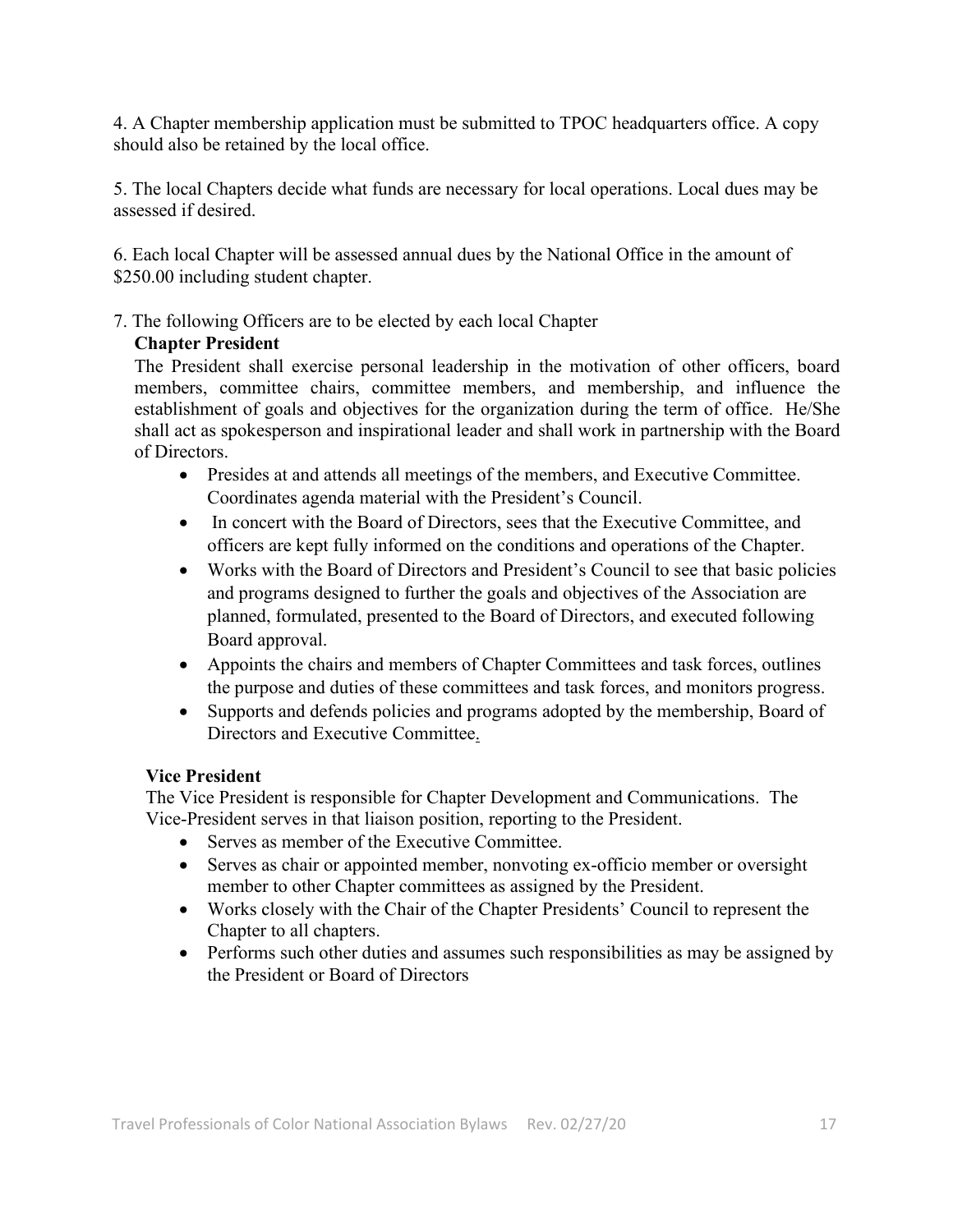4. A Chapter membership application must be submitted to TPOC headquarters office. A copy should also be retained by the local office.

5. The local Chapters decide what funds are necessary for local operations. Local dues may be assessed if desired.

6. Each local Chapter will be assessed annual dues by the National Office in the amount of $250.00 including student chapter.

7. The following Officers are to be elected by each local Chapter

**Chapter President**

The President shall exercise personal leadership in the motivation of other officers, board members, committee chairs, committee members, and membership, and influence the establishment of goals and objectives for the organization during the term of office. He/She shall act as spokesperson and inspirational leader and shall work in partnership with the Board of Directors.

- Presides at and attends all meetings of the members, and Executive Committee. Coordinates agenda material with the President's Council.
- In concert with the Board of Directors, sees that the Executive Committee, and officers are kept fully informed on the conditions and operations of the Chapter.
- Works with the Board of Directors and President's Council to see that basic policies and programs designed to further the goals and objectives of the Association are planned, formulated, presented to the Board of Directors, and executed following Board approval.
- Appoints the chairs and members of Chapter Committees and task forces, outlines the purpose and duties of these committees and task forces, and monitors progress.
- Supports and defends policies and programs adopted by the membership, Board of Directors and Executive Committee.

**Vice President**

The Vice President is responsible for Chapter Development and Communications. The Vice-President serves in that liaison position, reporting to the President.

- Serves as member of the Executive Committee.
- Serves as chair or appointed member, nonvoting ex-officio member or oversight member to other Chapter committees as assigned by the President.
- Works closely with the Chair of the Chapter Presidents' Council to represent the Chapter to all chapters.
- Performs such other duties and assumes such responsibilities as may be assigned by the President or Board of Directors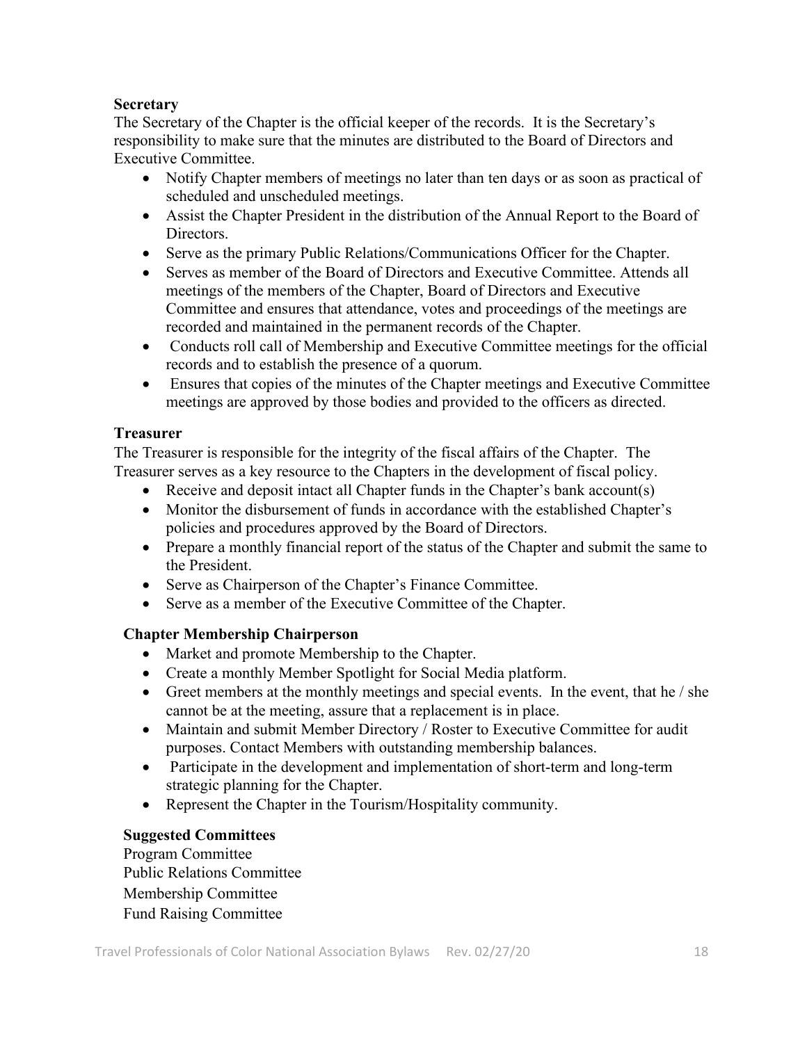**Secretary**

The Secretary of the Chapter is the official keeper of the records. It is the Secretary's responsibility to make sure that the minutes are distributed to the Board of Directors and Executive Committee.

- Notify Chapter members of meetings no later than ten days or as soon as practical of scheduled and unscheduled meetings.
- Assist the Chapter President in the distribution of the Annual Report to the Board of Directors.
- Serve as the primary Public Relations/Communications Officer for the Chapter.
- Serves as member of the Board of Directors and Executive Committee. Attends all meetings of the members of the Chapter, Board of Directors and Executive Committee and ensures that attendance, votes and proceedings of the meetings are recorded and maintained in the permanent records of the Chapter.
- Conducts roll call of Membership and Executive Committee meetings for the official records and to establish the presence of a quorum.
- Ensures that copies of the minutes of the Chapter meetings and Executive Committee meetings are approved by those bodies and provided to the officers as directed.

**Treasurer**

The Treasurer is responsible for the integrity of the fiscal affairs of the Chapter. The Treasurer serves as a key resource to the Chapters in the development of fiscal policy.

- Receive and deposit intact all Chapter funds in the Chapter's bank account(s)
- Monitor the disbursement of funds in accordance with the established Chapter's policies and procedures approved by the Board of Directors.
- Prepare a monthly financial report of the status of the Chapter and submit the same to the President.
- Serve as Chairperson of the Chapter's Finance Committee.
- Serve as a member of the Executive Committee of the Chapter.

**Chapter Membership Chairperson**

- Market and promote Membership to the Chapter.
- Create a monthly Member Spotlight for Social Media platform.
- Greet members at the monthly meetings and special events. In the event, that he / she cannot be at the meeting, assure that a replacement is in place.
- Maintain and submit Member Directory / Roster to Executive Committee for audit purposes. Contact Members with outstanding membership balances.
- Participate in the development and implementation of short-term and long-term strategic planning for the Chapter.
- Represent the Chapter in the Tourism/Hospitality community.

**Suggested Committees**

Program Committee
Public Relations Committee
Membership Committee
Fund Raising Committee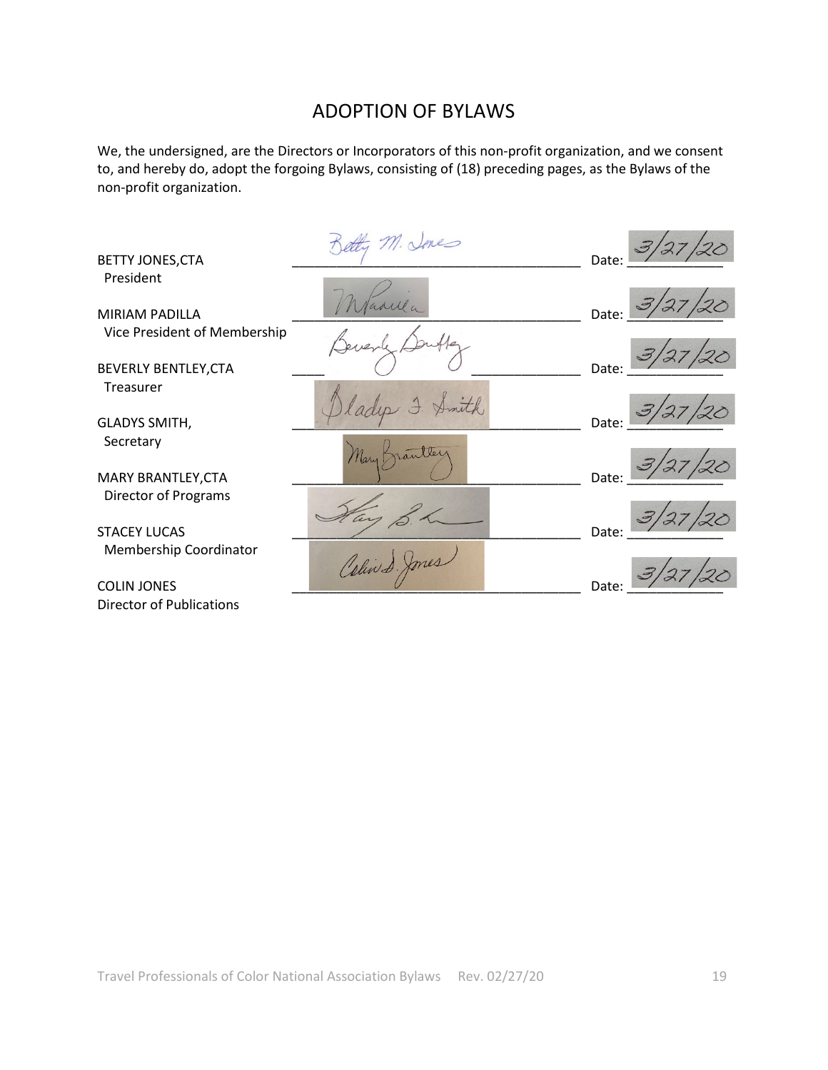# ADOPTION OF BYLAWS

We, the undersigned, are the Directors or Incorporators of this non-profit organization, and we consent to, and hereby do, adopt the forgoing Bylaws, consisting of (18) preceding pages, as the Bylaws of the non-profit organization.

| | | |
|---|---|---|
| BETTY JONES,CTA<br>President | Betty M. Jones | Date: 3/27/20 |
| MIRIAM PADILLA<br>Vice President of Membership | M Padilla | Date: 3/27/20 |
| BEVERLY BENTLEY,CTA<br>Treasurer | Beverly Bentley | Date: 3/27/20 |
| GLADYS SMITH,<br>Secretary | Gladys J. Smith | Date: 3/27/20 |
| MARY BRANTLEY,CTA<br>Director of Programs | Mary Brantley | Date: 3/27/20 |
| STACEY LUCAS<br>Membership Coordinator | Stacy B. L | Date: 3/27/20 |
| COLIN JONES<br>Director of Publications | Colin S. Jones | Date: 3/27/20 |